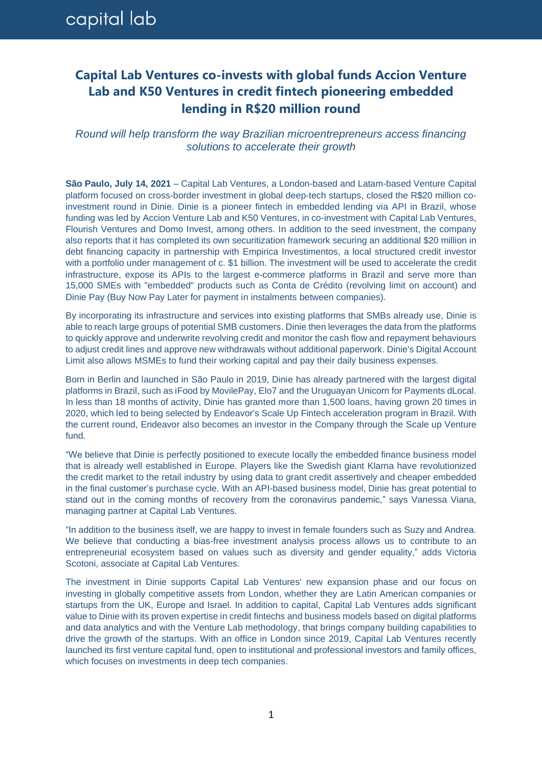# Capital Lab Ventures co-invests with global funds Accion Venture Lab and K50 Ventures in credit fintech pioneering embedded lending in R$20 million round

*Round will help transform the way Brazilian microentrepreneurs access financing solutions to accelerate their growth*

**São Paulo, July 14, 2021** – Capital Lab Ventures, a London-based and Latam-based Venture Capital platform focused on cross-border investment in global deep-tech startups, closed the R$20 million co-investment round in Dinie. Dinie is a pioneer fintech in embedded lending via API in Brazil, whose funding was led by Accion Venture Lab and K50 Ventures, in co-investment with Capital Lab Ventures, Flourish Ventures and Domo Invest, among others. In addition to the seed investment, the company also reports that it has completed its own securitization framework securing an additional $20 million in debt financing capacity in partnership with Empirica Investimentos, a local structured credit investor with a portfolio under management of c. $1 billion. The investment will be used to accelerate the credit infrastructure, expose its APIs to the largest e-commerce platforms in Brazil and serve more than 15,000 SMEs with "embedded" products such as Conta de Crédito (revolving limit on account) and Dinie Pay (Buy Now Pay Later for payment in instalments between companies).

By incorporating its infrastructure and services into existing platforms that SMBs already use, Dinie is able to reach large groups of potential SMB customers. Dinie then leverages the data from the platforms to quickly approve and underwrite revolving credit and monitor the cash flow and repayment behaviours to adjust credit lines and approve new withdrawals without additional paperwork. Dinie's Digital Account Limit also allows MSMEs to fund their working capital and pay their daily business expenses.

Born in Berlin and launched in São Paulo in 2019, Dinie has already partnered with the largest digital platforms in Brazil, such as iFood by MovilePay, Elo7 and the Uruguayan Unicorn for Payments dLocal. In less than 18 months of activity, Dinie has granted more than 1,500 loans, having grown 20 times in 2020, which led to being selected by Endeavor's Scale Up Fintech acceleration program in Brazil. With the current round, Endeavor also becomes an investor in the Company through the Scale up Venture fund.

"We believe that Dinie is perfectly positioned to execute locally the embedded finance business model that is already well established in Europe. Players like the Swedish giant Klarna have revolutionized the credit market to the retail industry by using data to grant credit assertively and cheaper embedded in the final customer's purchase cycle. With an API-based business model, Dinie has great potential to stand out in the coming months of recovery from the coronavirus pandemic," says Vanessa Viana, managing partner at Capital Lab Ventures.

"In addition to the business itself, we are happy to invest in female founders such as Suzy and Andrea. We believe that conducting a bias-free investment analysis process allows us to contribute to an entrepreneurial ecosystem based on values such as diversity and gender equality," adds Victoria Scotoni, associate at Capital Lab Ventures.

The investment in Dinie supports Capital Lab Ventures' new expansion phase and our focus on investing in globally competitive assets from London, whether they are Latin American companies or startups from the UK, Europe and Israel. In addition to capital, Capital Lab Ventures adds significant value to Dinie with its proven expertise in credit fintechs and business models based on digital platforms and data analytics and with the Venture Lab methodology, that brings company building capabilities to drive the growth of the startups. With an office in London since 2019, Capital Lab Ventures recently launched its first venture capital fund, open to institutional and professional investors and family offices, which focuses on investments in deep tech companies.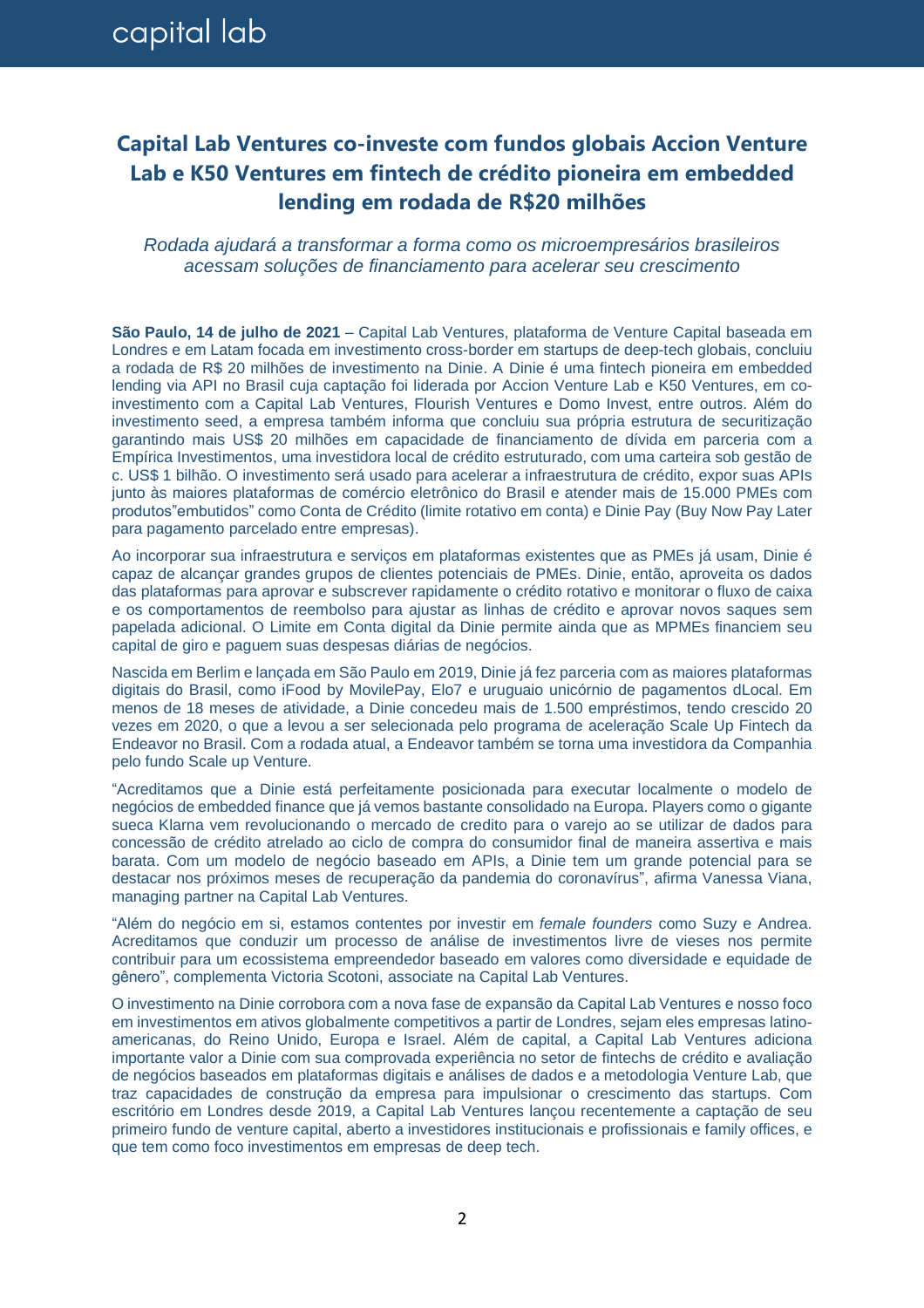# Capital Lab Ventures co-investe com fundos globais Accion Venture Lab e K50 Ventures em fintech de crédito pioneira em embedded lending em rodada de R$20 milhões

*Rodada ajudará a transformar a forma como os microempresários brasileiros acessam soluções de financiamento para acelerar seu crescimento*

**São Paulo, 14 de julho de 2021** – Capital Lab Ventures, plataforma de Venture Capital baseada em Londres e em Latam focada em investimento cross-border em startups de deep-tech globais, concluiu a rodada de R$ 20 milhões de investimento na Dinie. A Dinie é uma fintech pioneira em embedded lending via API no Brasil cuja captação foi liderada por Accion Venture Lab e K50 Ventures, em co-investimento com a Capital Lab Ventures, Flourish Ventures e Domo Invest, entre outros. Além do investimento seed, a empresa também informa que concluiu sua própria estrutura de securitização garantindo mais US$ 20 milhões em capacidade de financiamento de dívida em parceria com a Empírica Investimentos, uma investidora local de crédito estruturado, com uma carteira sob gestão de c. US$ 1 bilhão. O investimento será usado para acelerar a infraestrutura de crédito, expor suas APIs junto às maiores plataformas de comércio eletrônico do Brasil e atender mais de 15.000 PMEs com produtos"embutidos" como Conta de Crédito (limite rotativo em conta) e Dinie Pay (Buy Now Pay Later para pagamento parcelado entre empresas).

Ao incorporar sua infraestrutura e serviços em plataformas existentes que as PMEs já usam, Dinie é capaz de alcançar grandes grupos de clientes potenciais de PMEs. Dinie, então, aproveita os dados das plataformas para aprovar e subscrever rapidamente o crédito rotativo e monitorar o fluxo de caixa e os comportamentos de reembolso para ajustar as linhas de crédito e aprovar novos saques sem papelada adicional. O Limite em Conta digital da Dinie permite ainda que as MPMEs financiem seu capital de giro e paguem suas despesas diárias de negócios.

Nascida em Berlim e lançada em São Paulo em 2019, Dinie já fez parceria com as maiores plataformas digitais do Brasil, como iFood by MovilePay, Elo7 e uruguaio unicórnio de pagamentos dLocal. Em menos de 18 meses de atividade, a Dinie concedeu mais de 1.500 empréstimos, tendo crescido 20 vezes em 2020, o que a levou a ser selecionada pelo programa de aceleração Scale Up Fintech da Endeavor no Brasil. Com a rodada atual, a Endeavor também se torna uma investidora da Companhia pelo fundo Scale up Venture.

"Acreditamos que a Dinie está perfeitamente posicionada para executar localmente o modelo de negócios de embedded finance que já vemos bastante consolidado na Europa. Players como o gigante sueca Klarna vem revolucionando o mercado de credito para o varejo ao se utilizar de dados para concessão de crédito atrelado ao ciclo de compra do consumidor final de maneira assertiva e mais barata. Com um modelo de negócio baseado em APIs, a Dinie tem um grande potencial para se destacar nos próximos meses de recuperação da pandemia do coronavírus", afirma Vanessa Viana, managing partner na Capital Lab Ventures.

"Além do negócio em si, estamos contentes por investir em *female founders* como Suzy e Andrea. Acreditamos que conduzir um processo de análise de investimentos livre de vieses nos permite contribuir para um ecossistema empreendedor baseado em valores como diversidade e equidade de gênero", complementa Victoria Scotoni, associate na Capital Lab Ventures.

O investimento na Dinie corrobora com a nova fase de expansão da Capital Lab Ventures e nosso foco em investimentos em ativos globalmente competitivos a partir de Londres, sejam eles empresas latino-americanas, do Reino Unido, Europa e Israel. Além de capital, a Capital Lab Ventures adiciona importante valor a Dinie com sua comprovada experiência no setor de fintechs de crédito e avaliação de negócios baseados em plataformas digitais e análises de dados e a metodologia Venture Lab, que traz capacidades de construção da empresa para impulsionar o crescimento das startups. Com escritório em Londres desde 2019, a Capital Lab Ventures lançou recentemente a captação de seu primeiro fundo de venture capital, aberto a investidores institucionais e profissionais e family offices, e que tem como foco investimentos em empresas de deep tech.